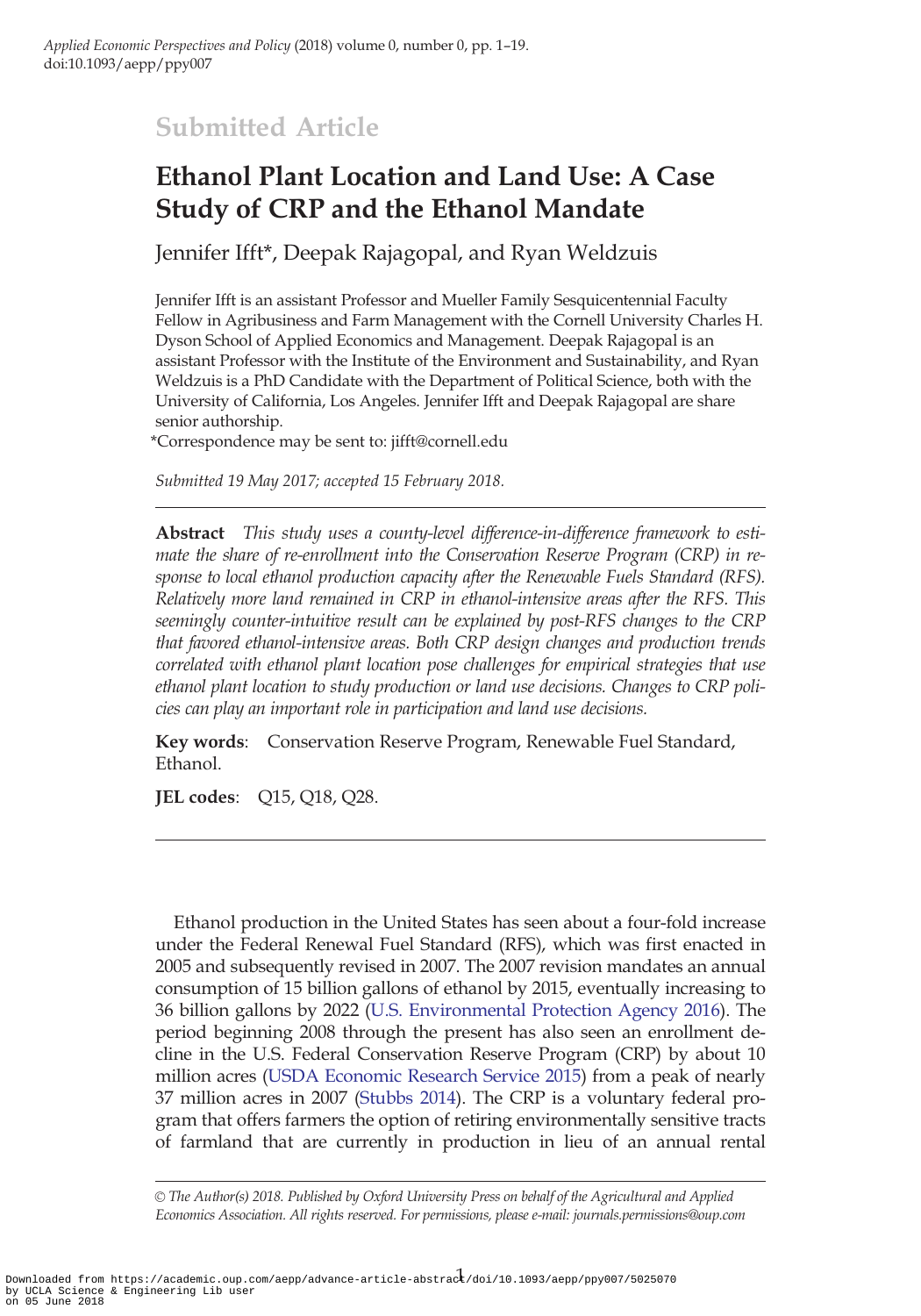Submitted Article

# Ethanol Plant Location and Land Use: A Case Study of CRP and the Ethanol Mandate

Jennifer Ifft*, Deepak Rajagopal, and Ryan Weldzuis

Jennifer Ifft is an assistant Professor and Mueller Family Sesquicentennial Faculty Fellow in Agribusiness and Farm Management with the Cornell University Charles H. Dyson School of Applied Economics and Management. Deepak Rajagopal is an assistant Professor with the Institute of the Environment and Sustainability, and Ryan Weldzuis is a PhD Candidate with the Department of Political Science, both with the University of California, Los Angeles. Jennifer Ifft and Deepak Rajagopal are share senior authorship.

*Correspondence may be sent to: jifft@cornell.edu

*Submitted 19 May 2017; accepted 15 February 2018.*

**Abstract** *This study uses a county-level difference-in-difference framework to estimate the share of re-enrollment into the Conservation Reserve Program (CRP) in response to local ethanol production capacity after the Renewable Fuels Standard (RFS). Relatively more land remained in CRP in ethanol-intensive areas after the RFS. This seemingly counter-intuitive result can be explained by post-RFS changes to the CRP that favored ethanol-intensive areas. Both CRP design changes and production trends correlated with ethanol plant location pose challenges for empirical strategies that use ethanol plant location to study production or land use decisions. Changes to CRP policies can play an important role in participation and land use decisions.*

**Key words**: Conservation Reserve Program, Renewable Fuel Standard, Ethanol.

**JEL codes**: Q15, Q18, Q28.

Ethanol production in the United States has seen about a four-fold increase under the Federal Renewal Fuel Standard (RFS), which was first enacted in 2005 and subsequently revised in 2007. The 2007 revision mandates an annual consumption of 15 billion gallons of ethanol by 2015, eventually increasing to 36 billion gallons by 2022 (U.S. Environmental Protection Agency 2016). The period beginning 2008 through the present has also seen an enrollment decline in the U.S. Federal Conservation Reserve Program (CRP) by about 10 million acres (USDA Economic Research Service 2015) from a peak of nearly 37 million acres in 2007 (Stubbs 2014). The CRP is a voluntary federal program that offers farmers the option of retiring environmentally sensitive tracts of farmland that are currently in production in lieu of an annual rental

© The Author(s) 2018. Published by Oxford University Press on behalf of the Agricultural and Applied Economics Association. All rights reserved. For permissions, please e-mail: journals.permissions@oup.com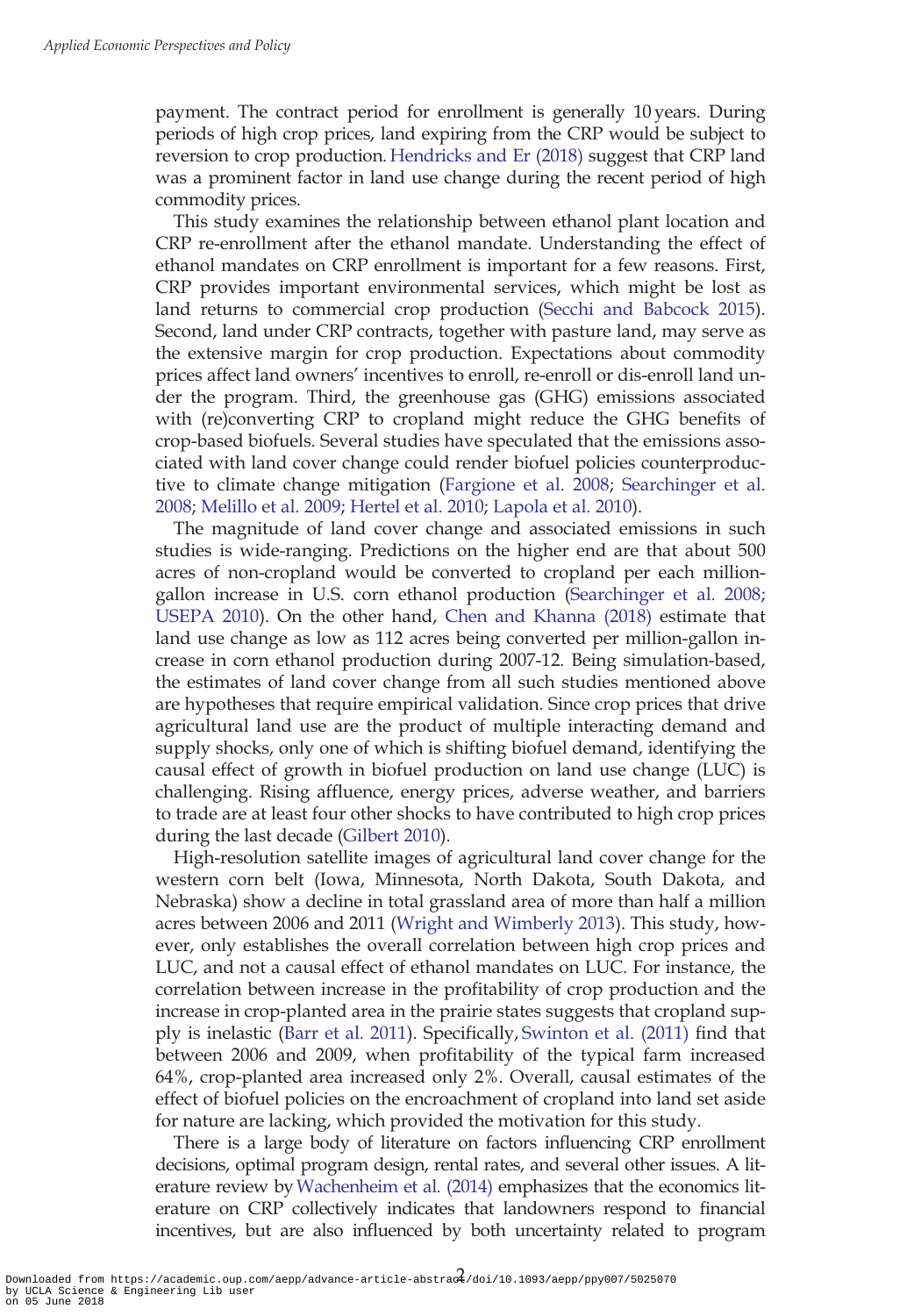payment. The contract period for enrollment is generally 10 years. During periods of high crop prices, land expiring from the CRP would be subject to reversion to crop production. Hendricks and Er (2018) suggest that CRP land was a prominent factor in land use change during the recent period of high commodity prices.

This study examines the relationship between ethanol plant location and CRP re-enrollment after the ethanol mandate. Understanding the effect of ethanol mandates on CRP enrollment is important for a few reasons. First, CRP provides important environmental services, which might be lost as land returns to commercial crop production (Secchi and Babcock 2015). Second, land under CRP contracts, together with pasture land, may serve as the extensive margin for crop production. Expectations about commodity prices affect land owners' incentives to enroll, re-enroll or dis-enroll land under the program. Third, the greenhouse gas (GHG) emissions associated with (re)converting CRP to cropland might reduce the GHG benefits of crop-based biofuels. Several studies have speculated that the emissions associated with land cover change could render biofuel policies counterproductive to climate change mitigation (Fargione et al. 2008; Searchinger et al. 2008; Melillo et al. 2009; Hertel et al. 2010; Lapola et al. 2010).

The magnitude of land cover change and associated emissions in such studies is wide-ranging. Predictions on the higher end are that about 500 acres of non-cropland would be converted to cropland per each million-gallon increase in U.S. corn ethanol production (Searchinger et al. 2008; USEPA 2010). On the other hand, Chen and Khanna (2018) estimate that land use change as low as 112 acres being converted per million-gallon increase in corn ethanol production during 2007-12. Being simulation-based, the estimates of land cover change from all such studies mentioned above are hypotheses that require empirical validation. Since crop prices that drive agricultural land use are the product of multiple interacting demand and supply shocks, only one of which is shifting biofuel demand, identifying the causal effect of growth in biofuel production on land use change (LUC) is challenging. Rising affluence, energy prices, adverse weather, and barriers to trade are at least four other shocks to have contributed to high crop prices during the last decade (Gilbert 2010).

High-resolution satellite images of agricultural land cover change for the western corn belt (Iowa, Minnesota, North Dakota, South Dakota, and Nebraska) show a decline in total grassland area of more than half a million acres between 2006 and 2011 (Wright and Wimberly 2013). This study, however, only establishes the overall correlation between high crop prices and LUC, and not a causal effect of ethanol mandates on LUC. For instance, the correlation between increase in the profitability of crop production and the increase in crop-planted area in the prairie states suggests that cropland supply is inelastic (Barr et al. 2011). Specifically, Swinton et al. (2011) find that between 2006 and 2009, when profitability of the typical farm increased 64%, crop-planted area increased only 2%. Overall, causal estimates of the effect of biofuel policies on the encroachment of cropland into land set aside for nature are lacking, which provided the motivation for this study.

There is a large body of literature on factors influencing CRP enrollment decisions, optimal program design, rental rates, and several other issues. A literature review by Wachenheim et al. (2014) emphasizes that the economics literature on CRP collectively indicates that landowners respond to financial incentives, but are also influenced by both uncertainty related to program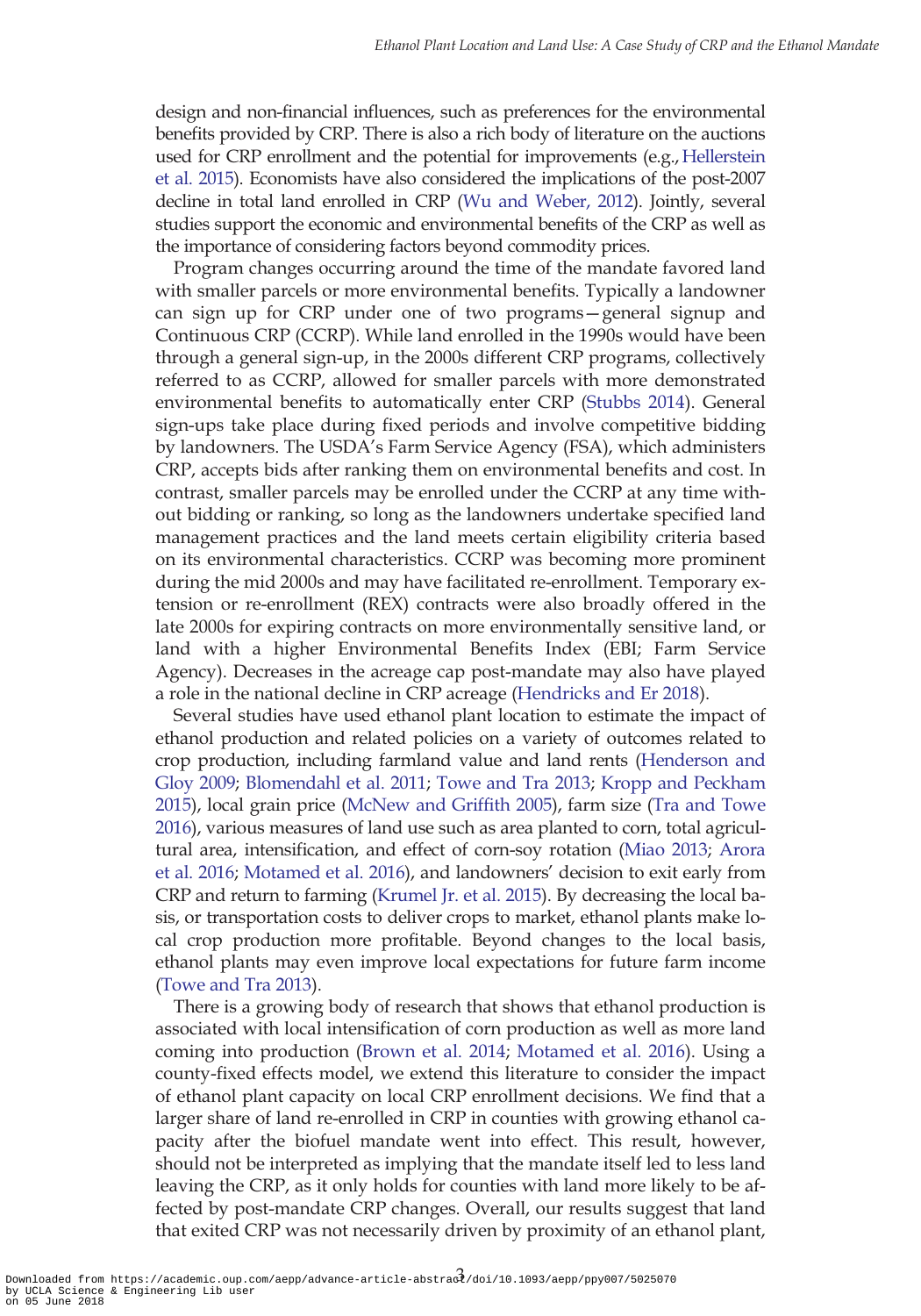design and non-financial influences, such as preferences for the environmental benefits provided by CRP. There is also a rich body of literature on the auctions used for CRP enrollment and the potential for improvements (e.g., Hellerstein et al. 2015). Economists have also considered the implications of the post-2007 decline in total land enrolled in CRP (Wu and Weber, 2012). Jointly, several studies support the economic and environmental benefits of the CRP as well as the importance of considering factors beyond commodity prices.

Program changes occurring around the time of the mandate favored land with smaller parcels or more environmental benefits. Typically a landowner can sign up for CRP under one of two programs—general signup and Continuous CRP (CCRP). While land enrolled in the 1990s would have been through a general sign-up, in the 2000s different CRP programs, collectively referred to as CCRP, allowed for smaller parcels with more demonstrated environmental benefits to automatically enter CRP (Stubbs 2014). General sign-ups take place during fixed periods and involve competitive bidding by landowners. The USDA's Farm Service Agency (FSA), which administers CRP, accepts bids after ranking them on environmental benefits and cost. In contrast, smaller parcels may be enrolled under the CCRP at any time without bidding or ranking, so long as the landowners undertake specified land management practices and the land meets certain eligibility criteria based on its environmental characteristics. CCRP was becoming more prominent during the mid 2000s and may have facilitated re-enrollment. Temporary extension or re-enrollment (REX) contracts were also broadly offered in the late 2000s for expiring contracts on more environmentally sensitive land, or land with a higher Environmental Benefits Index (EBI; Farm Service Agency). Decreases in the acreage cap post-mandate may also have played a role in the national decline in CRP acreage (Hendricks and Er 2018).

Several studies have used ethanol plant location to estimate the impact of ethanol production and related policies on a variety of outcomes related to crop production, including farmland value and land rents (Henderson and Gloy 2009; Blomendahl et al. 2011; Towe and Tra 2013; Kropp and Peckham 2015), local grain price (McNew and Griffith 2005), farm size (Tra and Towe 2016), various measures of land use such as area planted to corn, total agricultural area, intensification, and effect of corn-soy rotation (Miao 2013; Arora et al. 2016; Motamed et al. 2016), and landowners' decision to exit early from CRP and return to farming (Krumel Jr. et al. 2015). By decreasing the local basis, or transportation costs to deliver crops to market, ethanol plants make local crop production more profitable. Beyond changes to the local basis, ethanol plants may even improve local expectations for future farm income (Towe and Tra 2013).

There is a growing body of research that shows that ethanol production is associated with local intensification of corn production as well as more land coming into production (Brown et al. 2014; Motamed et al. 2016). Using a county-fixed effects model, we extend this literature to consider the impact of ethanol plant capacity on local CRP enrollment decisions. We find that a larger share of land re-enrolled in CRP in counties with growing ethanol capacity after the biofuel mandate went into effect. This result, however, should not be interpreted as implying that the mandate itself led to less land leaving the CRP, as it only holds for counties with land more likely to be affected by post-mandate CRP changes. Overall, our results suggest that land that exited CRP was not necessarily driven by proximity of an ethanol plant,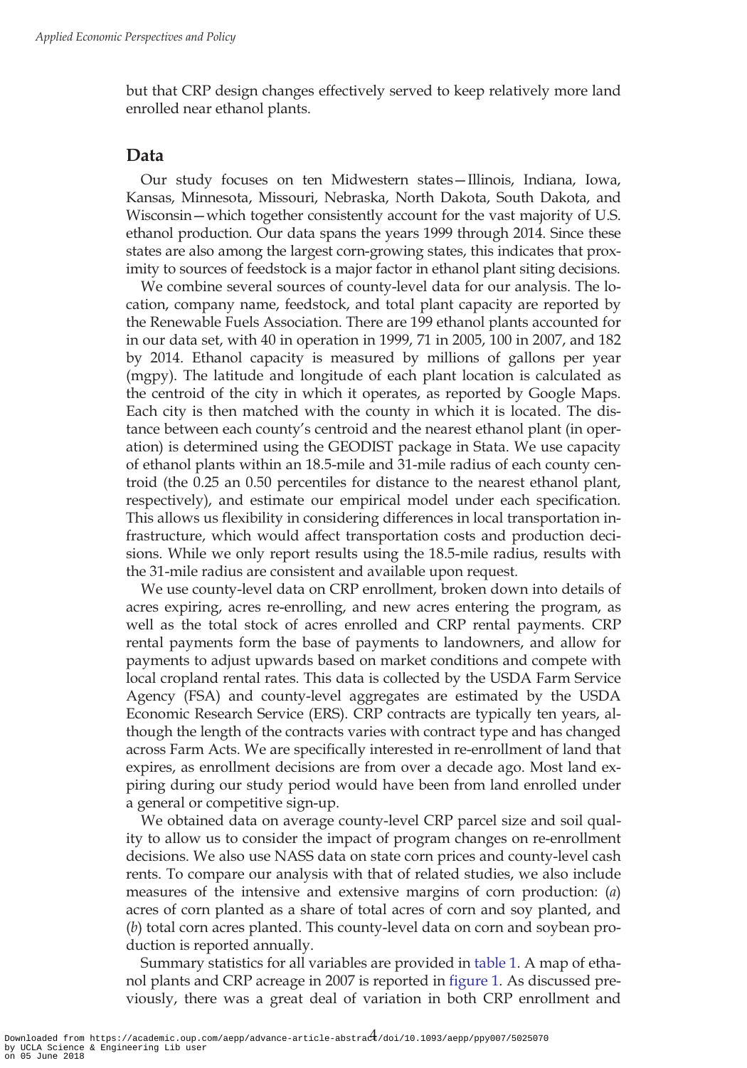but that CRP design changes effectively served to keep relatively more land enrolled near ethanol plants.

## Data

Our study focuses on ten Midwestern states—Illinois, Indiana, Iowa, Kansas, Minnesota, Missouri, Nebraska, North Dakota, South Dakota, and Wisconsin—which together consistently account for the vast majority of U.S. ethanol production. Our data spans the years 1999 through 2014. Since these states are also among the largest corn-growing states, this indicates that proximity to sources of feedstock is a major factor in ethanol plant siting decisions.

We combine several sources of county-level data for our analysis. The location, company name, feedstock, and total plant capacity are reported by the Renewable Fuels Association. There are 199 ethanol plants accounted for in our data set, with 40 in operation in 1999, 71 in 2005, 100 in 2007, and 182 by 2014. Ethanol capacity is measured by millions of gallons per year (mgpy). The latitude and longitude of each plant location is calculated as the centroid of the city in which it operates, as reported by Google Maps. Each city is then matched with the county in which it is located. The distance between each county's centroid and the nearest ethanol plant (in operation) is determined using the GEODIST package in Stata. We use capacity of ethanol plants within an 18.5-mile and 31-mile radius of each county centroid (the 0.25 an 0.50 percentiles for distance to the nearest ethanol plant, respectively), and estimate our empirical model under each specification. This allows us flexibility in considering differences in local transportation infrastructure, which would affect transportation costs and production decisions. While we only report results using the 18.5-mile radius, results with the 31-mile radius are consistent and available upon request.

We use county-level data on CRP enrollment, broken down into details of acres expiring, acres re-enrolling, and new acres entering the program, as well as the total stock of acres enrolled and CRP rental payments. CRP rental payments form the base of payments to landowners, and allow for payments to adjust upwards based on market conditions and compete with local cropland rental rates. This data is collected by the USDA Farm Service Agency (FSA) and county-level aggregates are estimated by the USDA Economic Research Service (ERS). CRP contracts are typically ten years, although the length of the contracts varies with contract type and has changed across Farm Acts. We are specifically interested in re-enrollment of land that expires, as enrollment decisions are from over a decade ago. Most land expiring during our study period would have been from land enrolled under a general or competitive sign-up.

We obtained data on average county-level CRP parcel size and soil quality to allow us to consider the impact of program changes on re-enrollment decisions. We also use NASS data on state corn prices and county-level cash rents. To compare our analysis with that of related studies, we also include measures of the intensive and extensive margins of corn production: (*a*) acres of corn planted as a share of total acres of corn and soy planted, and (*b*) total corn acres planted. This county-level data on corn and soybean production is reported annually.

Summary statistics for all variables are provided in table 1. A map of ethanol plants and CRP acreage in 2007 is reported in figure 1. As discussed previously, there was a great deal of variation in both CRP enrollment and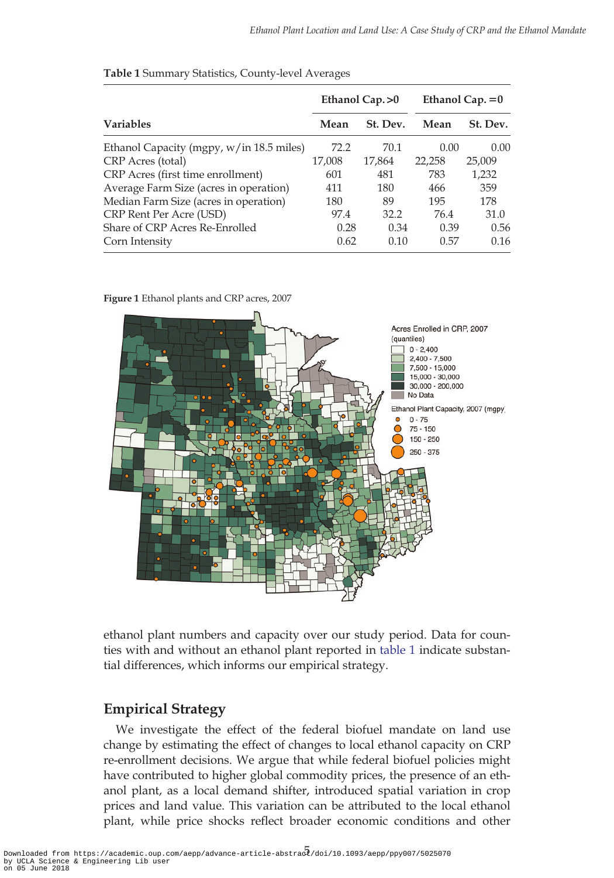**Table 1** Summary Statistics, County-level Averages

| Variables | Ethanol Cap. >0 | | Ethanol Cap. =0 | |
|---|---|---|---|---|
| | **Mean** | **St. Dev.** | **Mean** | **St. Dev.** |
| Ethanol Capacity (mgpy, w/in 18.5 miles) | 72.2 | 70.1 | 0.00 | 0.00 |
| CRP Acres (total) | 17,008 | 17,864 | 22,258 | 25,009 |
| CRP Acres (first time enrollment) | 601 | 481 | 783 | 1,232 |
| Average Farm Size (acres in operation) | 411 | 180 | 466 | 359 |
| Median Farm Size (acres in operation) | 180 | 89 | 195 | 178 |
| CRP Rent Per Acre (USD) | 97.4 | 32.2 | 76.4 | 31.0 |
| Share of CRP Acres Re-Enrolled | 0.28 | 0.34 | 0.39 | 0.56 |
| Corn Intensity | 0.62 | 0.10 | 0.57 | 0.16 |

**Figure 1** Ethanol plants and CRP acres, 2007

ethanol plant numbers and capacity over our study period. Data for counties with and without an ethanol plant reported in table 1 indicate substantial differences, which informs our empirical strategy.

## Empirical Strategy

We investigate the effect of the federal biofuel mandate on land use change by estimating the effect of changes to local ethanol capacity on CRP re-enrollment decisions. We argue that while federal biofuel policies might have contributed to higher global commodity prices, the presence of an ethanol plant, as a local demand shifter, introduced spatial variation in crop prices and land value. This variation can be attributed to the local ethanol plant, while price shocks reflect broader economic conditions and other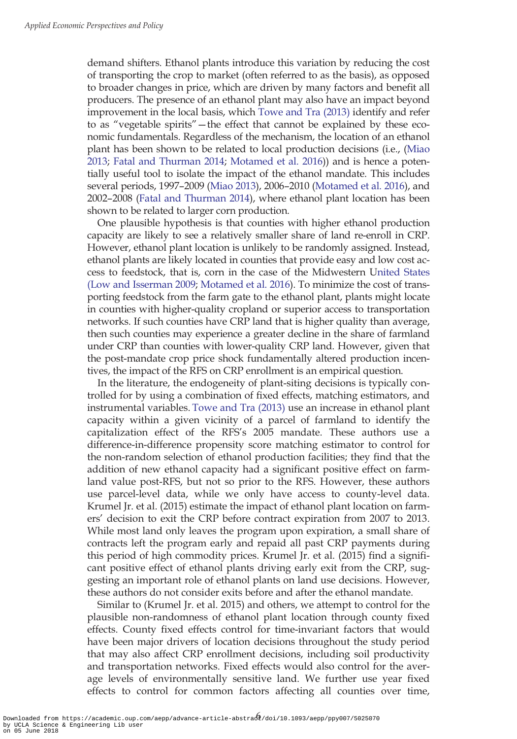demand shifters. Ethanol plants introduce this variation by reducing the cost of transporting the crop to market (often referred to as the basis), as opposed to broader changes in price, which are driven by many factors and benefit all producers. The presence of an ethanol plant may also have an impact beyond improvement in the local basis, which Towe and Tra (2013) identify and refer to as "vegetable spirits"—the effect that cannot be explained by these economic fundamentals. Regardless of the mechanism, the location of an ethanol plant has been shown to be related to local production decisions (i.e., (Miao 2013; Fatal and Thurman 2014; Motamed et al. 2016)) and is hence a potentially useful tool to isolate the impact of the ethanol mandate. This includes several periods, 1997–2009 (Miao 2013), 2006–2010 (Motamed et al. 2016), and 2002–2008 (Fatal and Thurman 2014), where ethanol plant location has been shown to be related to larger corn production.

One plausible hypothesis is that counties with higher ethanol production capacity are likely to see a relatively smaller share of land re-enroll in CRP. However, ethanol plant location is unlikely to be randomly assigned. Instead, ethanol plants are likely located in counties that provide easy and low cost access to feedstock, that is, corn in the case of the Midwestern United States (Low and Isserman 2009; Motamed et al. 2016). To minimize the cost of transporting feedstock from the farm gate to the ethanol plant, plants might locate in counties with higher-quality cropland or superior access to transportation networks. If such counties have CRP land that is higher quality than average, then such counties may experience a greater decline in the share of farmland under CRP than counties with lower-quality CRP land. However, given that the post-mandate crop price shock fundamentally altered production incentives, the impact of the RFS on CRP enrollment is an empirical question.

In the literature, the endogeneity of plant-siting decisions is typically controlled for by using a combination of fixed effects, matching estimators, and instrumental variables. Towe and Tra (2013) use an increase in ethanol plant capacity within a given vicinity of a parcel of farmland to identify the capitalization effect of the RFS's 2005 mandate. These authors use a difference-in-difference propensity score matching estimator to control for the non-random selection of ethanol production facilities; they find that the addition of new ethanol capacity had a significant positive effect on farmland value post-RFS, but not so prior to the RFS. However, these authors use parcel-level data, while we only have access to county-level data. Krumel Jr. et al. (2015) estimate the impact of ethanol plant location on farmers' decision to exit the CRP before contract expiration from 2007 to 2013. While most land only leaves the program upon expiration, a small share of contracts left the program early and repaid all past CRP payments during this period of high commodity prices. Krumel Jr. et al. (2015) find a significant positive effect of ethanol plants driving early exit from the CRP, suggesting an important role of ethanol plants on land use decisions. However, these authors do not consider exits before and after the ethanol mandate.

Similar to (Krumel Jr. et al. 2015) and others, we attempt to control for the plausible non-randomness of ethanol plant location through county fixed effects. County fixed effects control for time-invariant factors that would have been major drivers of location decisions throughout the study period that may also affect CRP enrollment decisions, including soil productivity and transportation networks. Fixed effects would also control for the average levels of environmentally sensitive land. We further use year fixed effects to control for common factors affecting all counties over time,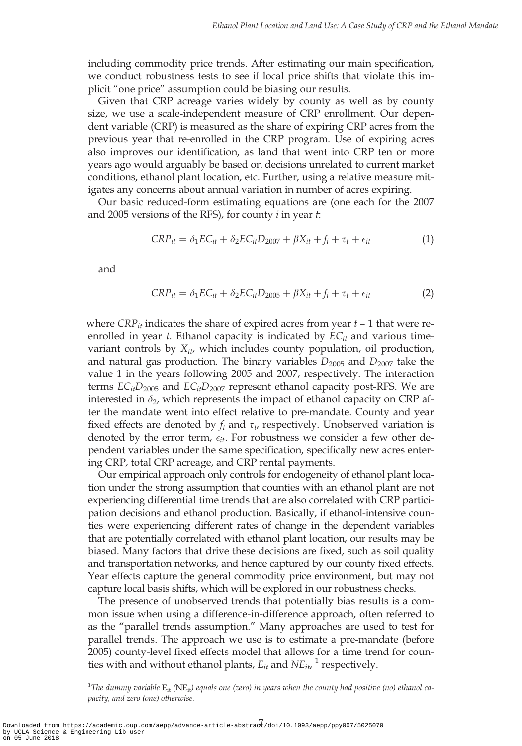including commodity price trends. After estimating our main specification, we conduct robustness tests to see if local price shifts that violate this implicit "one price" assumption could be biasing our results.

Given that CRP acreage varies widely by county as well as by county size, we use a scale-independent measure of CRP enrollment. Our dependent variable (CRP) is measured as the share of expiring CRP acres from the previous year that re-enrolled in the CRP program. Use of expiring acres also improves our identification, as land that went into CRP ten or more years ago would arguably be based on decisions unrelated to current market conditions, ethanol plant location, etc. Further, using a relative measure mitigates any concerns about annual variation in number of acres expiring.

Our basic reduced-form estimating equations are (one each for the 2007 and 2005 versions of the RFS), for county $i$ in year $t$:

$$CRP_{it} = \delta_1 EC_{it} + \delta_2 EC_{it} D_{2007} + \beta X_{it} + f_i + \tau_t + \epsilon_{it} \tag{1}$$

and

$$CRP_{it} = \delta_1 EC_{it} + \delta_2 EC_{it} D_{2005} + \beta X_{it} + f_i + \tau_t + \epsilon_{it} \tag{2}$$

where $CRP_{it}$ indicates the share of expired acres from year $t$ – 1 that were re-enrolled in year $t$. Ethanol capacity is indicated by $EC_{it}$ and various time-variant controls by $X_{it}$, which includes county population, oil production, and natural gas production. The binary variables $D_{2005}$ and $D_{2007}$ take the value 1 in the years following 2005 and 2007, respectively. The interaction terms $EC_{it}D_{2005}$ and $EC_{it}D_{2007}$ represent ethanol capacity post-RFS. We are interested in $\delta_2$, which represents the impact of ethanol capacity on CRP after the mandate went into effect relative to pre-mandate. County and year fixed effects are denoted by $f_i$ and $\tau_t$, respectively. Unobserved variation is denoted by the error term, $\epsilon_{it}$. For robustness we consider a few other dependent variables under the same specification, specifically new acres entering CRP, total CRP acreage, and CRP rental payments.

Our empirical approach only controls for endogeneity of ethanol plant location under the strong assumption that counties with an ethanol plant are not experiencing differential time trends that are also correlated with CRP participation decisions and ethanol production. Basically, if ethanol-intensive counties were experiencing different rates of change in the dependent variables that are potentially correlated with ethanol plant location, our results may be biased. Many factors that drive these decisions are fixed, such as soil quality and transportation networks, and hence captured by our county fixed effects. Year effects capture the general commodity price environment, but may not capture local basis shifts, which will be explored in our robustness checks.

The presence of unobserved trends that potentially bias results is a common issue when using a difference-in-difference approach, often referred to as the "parallel trends assumption." Many approaches are used to test for parallel trends. The approach we use is to estimate a pre-mandate (before 2005) county-level fixed effects model that allows for a time trend for counties with and without ethanol plants, $E_{it}$ and $NE_{it}$, [1] respectively.

[1] *The dummy variable* $E_{it}$ *(*$NE_{it}$*) equals one (zero) in years when the county had positive (no) ethanol capacity, and zero (one) otherwise.*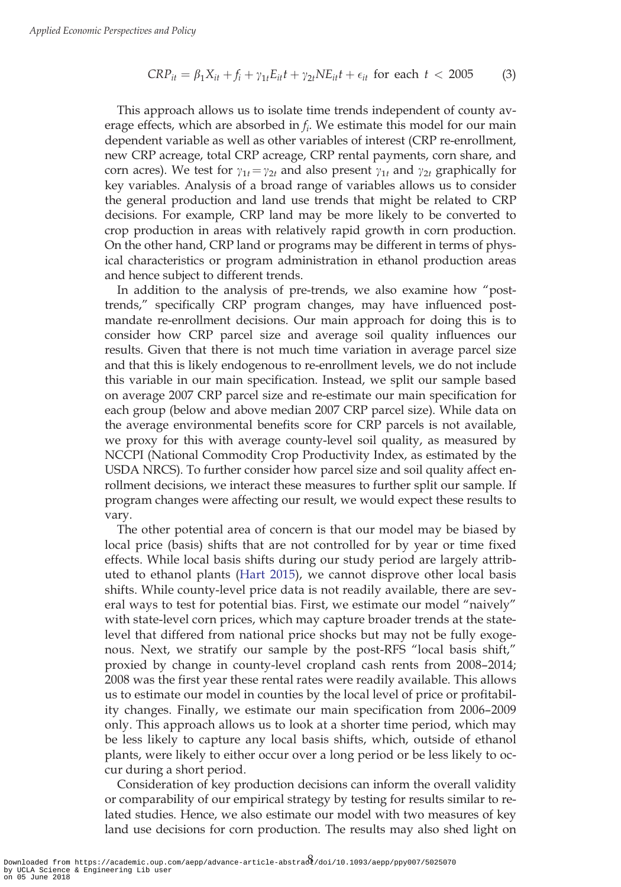$$CRP_{it} = \beta_1 X_{it} + f_i + \gamma_{1t} E_{it} t + \gamma_{2t} NE_{it} t + \epsilon_{it} \text{ for each } t < 2005 \tag{3}$$

This approach allows us to isolate time trends independent of county average effects, which are absorbed in $f_i$. We estimate this model for our main dependent variable as well as other variables of interest (CRP re-enrollment, new CRP acreage, total CRP acreage, CRP rental payments, corn share, and corn acres). We test for $\gamma_{1t} = \gamma_{2t}$ and also present $\gamma_{1t}$ and $\gamma_{2t}$ graphically for key variables. Analysis of a broad range of variables allows us to consider the general production and land use trends that might be related to CRP decisions. For example, CRP land may be more likely to be converted to crop production in areas with relatively rapid growth in corn production. On the other hand, CRP land or programs may be different in terms of physical characteristics or program administration in ethanol production areas and hence subject to different trends.

In addition to the analysis of pre-trends, we also examine how "post-trends," specifically CRP program changes, may have influenced post-mandate re-enrollment decisions. Our main approach for doing this is to consider how CRP parcel size and average soil quality influences our results. Given that there is not much time variation in average parcel size and that this is likely endogenous to re-enrollment levels, we do not include this variable in our main specification. Instead, we split our sample based on average 2007 CRP parcel size and re-estimate our main specification for each group (below and above median 2007 CRP parcel size). While data on the average environmental benefits score for CRP parcels is not available, we proxy for this with average county-level soil quality, as measured by NCCPI (National Commodity Crop Productivity Index, as estimated by the USDA NRCS). To further consider how parcel size and soil quality affect enrollment decisions, we interact these measures to further split our sample. If program changes were affecting our result, we would expect these results to vary.

The other potential area of concern is that our model may be biased by local price (basis) shifts that are not controlled for by year or time fixed effects. While local basis shifts during our study period are largely attributed to ethanol plants (Hart 2015), we cannot disprove other local basis shifts. While county-level price data is not readily available, there are several ways to test for potential bias. First, we estimate our model "naively" with state-level corn prices, which may capture broader trends at the state-level that differed from national price shocks but may not be fully exogenous. Next, we stratify our sample by the post-RFS "local basis shift," proxied by change in county-level cropland cash rents from 2008–2014; 2008 was the first year these rental rates were readily available. This allows us to estimate our model in counties by the local level of price or profitability changes. Finally, we estimate our main specification from 2006–2009 only. This approach allows us to look at a shorter time period, which may be less likely to capture any local basis shifts, which, outside of ethanol plants, were likely to either occur over a long period or be less likely to occur during a short period.

Consideration of key production decisions can inform the overall validity or comparability of our empirical strategy by testing for results similar to related studies. Hence, we also estimate our model with two measures of key land use decisions for corn production. The results may also shed light on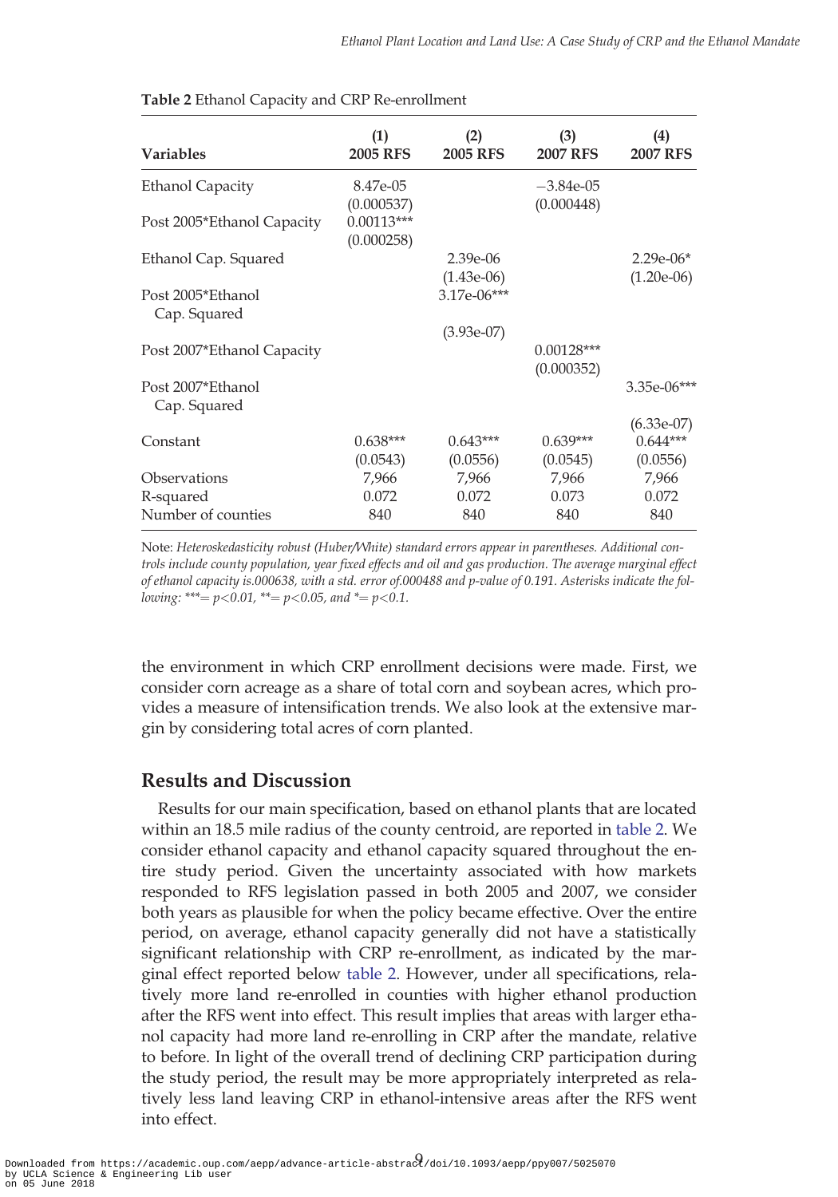**Table 2** Ethanol Capacity and CRP Re-enrollment

| Variables | (1) 2005 RFS | (2) 2005 RFS | (3) 2007 RFS | (4) 2007 RFS |
|---|---|---|---|---|
| Ethanol Capacity | 8.47e-05 | | −3.84e-05 | |
| | (0.000537) | | (0.000448) | |
| Post 2005*Ethanol Capacity | 0.00113*** | | | |
| | (0.000258) | | | |
| Ethanol Cap. Squared | | 2.39e-06 | | 2.29e-06* |
| | | (1.43e-06) | | (1.20e-06) |
| Post 2005*Ethanol Cap. Squared | | 3.17e-06*** | | |
| | | (3.93e-07) | | |
| Post 2007*Ethanol Capacity | | | 0.00128*** | |
| | | | (0.000352) | |
| Post 2007*Ethanol Cap. Squared | | | | 3.35e-06*** |
| | | | | (6.33e-07) |
| Constant | 0.638*** | 0.643*** | 0.639*** | 0.644*** |
| | (0.0543) | (0.0556) | (0.0545) | (0.0556) |
| Observations | 7,966 | 7,966 | 7,966 | 7,966 |
| R-squared | 0.072 | 0.072 | 0.073 | 0.072 |
| Number of counties | 840 | 840 | 840 | 840 |

Note: *Heteroskedasticity robust (Huber/White) standard errors appear in parentheses. Additional controls include county population, year fixed effects and oil and gas production. The average marginal effect of ethanol capacity is.000638, with a std. error of.000488 and p-value of 0.191. Asterisks indicate the following: ***= p<0.01, **= p<0.05, and *= p<0.1.*

the environment in which CRP enrollment decisions were made. First, we consider corn acreage as a share of total corn and soybean acres, which provides a measure of intensification trends. We also look at the extensive margin by considering total acres of corn planted.

## Results and Discussion

Results for our main specification, based on ethanol plants that are located within an 18.5 mile radius of the county centroid, are reported in table 2. We consider ethanol capacity and ethanol capacity squared throughout the entire study period. Given the uncertainty associated with how markets responded to RFS legislation passed in both 2005 and 2007, we consider both years as plausible for when the policy became effective. Over the entire period, on average, ethanol capacity generally did not have a statistically significant relationship with CRP re-enrollment, as indicated by the marginal effect reported below table 2. However, under all specifications, relatively more land re-enrolled in counties with higher ethanol production after the RFS went into effect. This result implies that areas with larger ethanol capacity had more land re-enrolling in CRP after the mandate, relative to before. In light of the overall trend of declining CRP participation during the study period, the result may be more appropriately interpreted as relatively less land leaving CRP in ethanol-intensive areas after the RFS went into effect.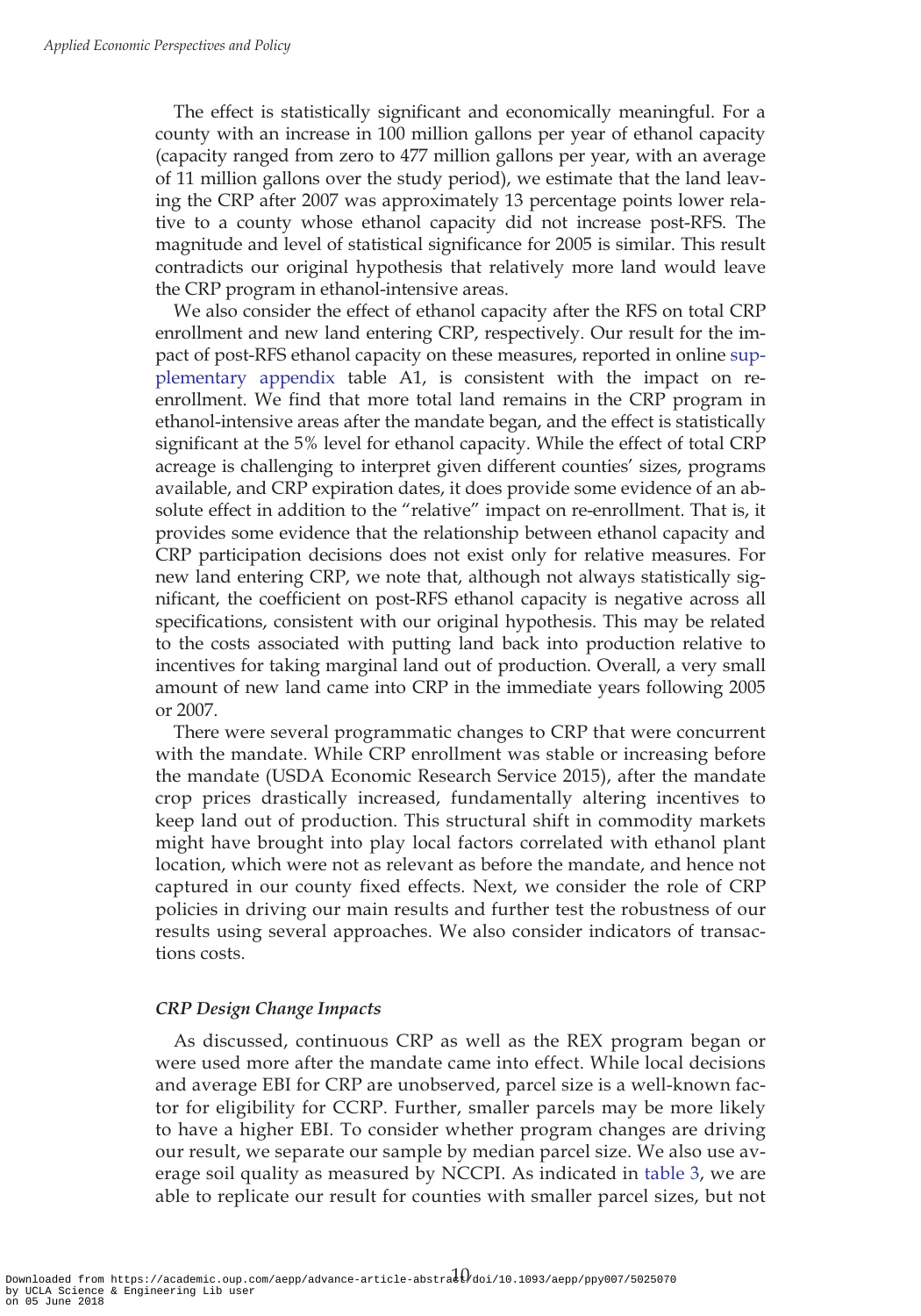The effect is statistically significant and economically meaningful. For a county with an increase in 100 million gallons per year of ethanol capacity (capacity ranged from zero to 477 million gallons per year, with an average of 11 million gallons over the study period), we estimate that the land leaving the CRP after 2007 was approximately 13 percentage points lower relative to a county whose ethanol capacity did not increase post-RFS. The magnitude and level of statistical significance for 2005 is similar. This result contradicts our original hypothesis that relatively more land would leave the CRP program in ethanol-intensive areas.

We also consider the effect of ethanol capacity after the RFS on total CRP enrollment and new land entering CRP, respectively. Our result for the impact of post-RFS ethanol capacity on these measures, reported in online supplementary appendix table A1, is consistent with the impact on re-enrollment. We find that more total land remains in the CRP program in ethanol-intensive areas after the mandate began, and the effect is statistically significant at the 5% level for ethanol capacity. While the effect of total CRP acreage is challenging to interpret given different counties' sizes, programs available, and CRP expiration dates, it does provide some evidence of an absolute effect in addition to the "relative" impact on re-enrollment. That is, it provides some evidence that the relationship between ethanol capacity and CRP participation decisions does not exist only for relative measures. For new land entering CRP, we note that, although not always statistically significant, the coefficient on post-RFS ethanol capacity is negative across all specifications, consistent with our original hypothesis. This may be related to the costs associated with putting land back into production relative to incentives for taking marginal land out of production. Overall, a very small amount of new land came into CRP in the immediate years following 2005 or 2007.

There were several programmatic changes to CRP that were concurrent with the mandate. While CRP enrollment was stable or increasing before the mandate (USDA Economic Research Service 2015), after the mandate crop prices drastically increased, fundamentally altering incentives to keep land out of production. This structural shift in commodity markets might have brought into play local factors correlated with ethanol plant location, which were not as relevant as before the mandate, and hence not captured in our county fixed effects. Next, we consider the role of CRP policies in driving our main results and further test the robustness of our results using several approaches. We also consider indicators of transactions costs.

### *CRP Design Change Impacts*

As discussed, continuous CRP as well as the REX program began or were used more after the mandate came into effect. While local decisions and average EBI for CRP are unobserved, parcel size is a well-known factor for eligibility for CCRP. Further, smaller parcels may be more likely to have a higher EBI. To consider whether program changes are driving our result, we separate our sample by median parcel size. We also use average soil quality as measured by NCCPI. As indicated in table 3, we are able to replicate our result for counties with smaller parcel sizes, but not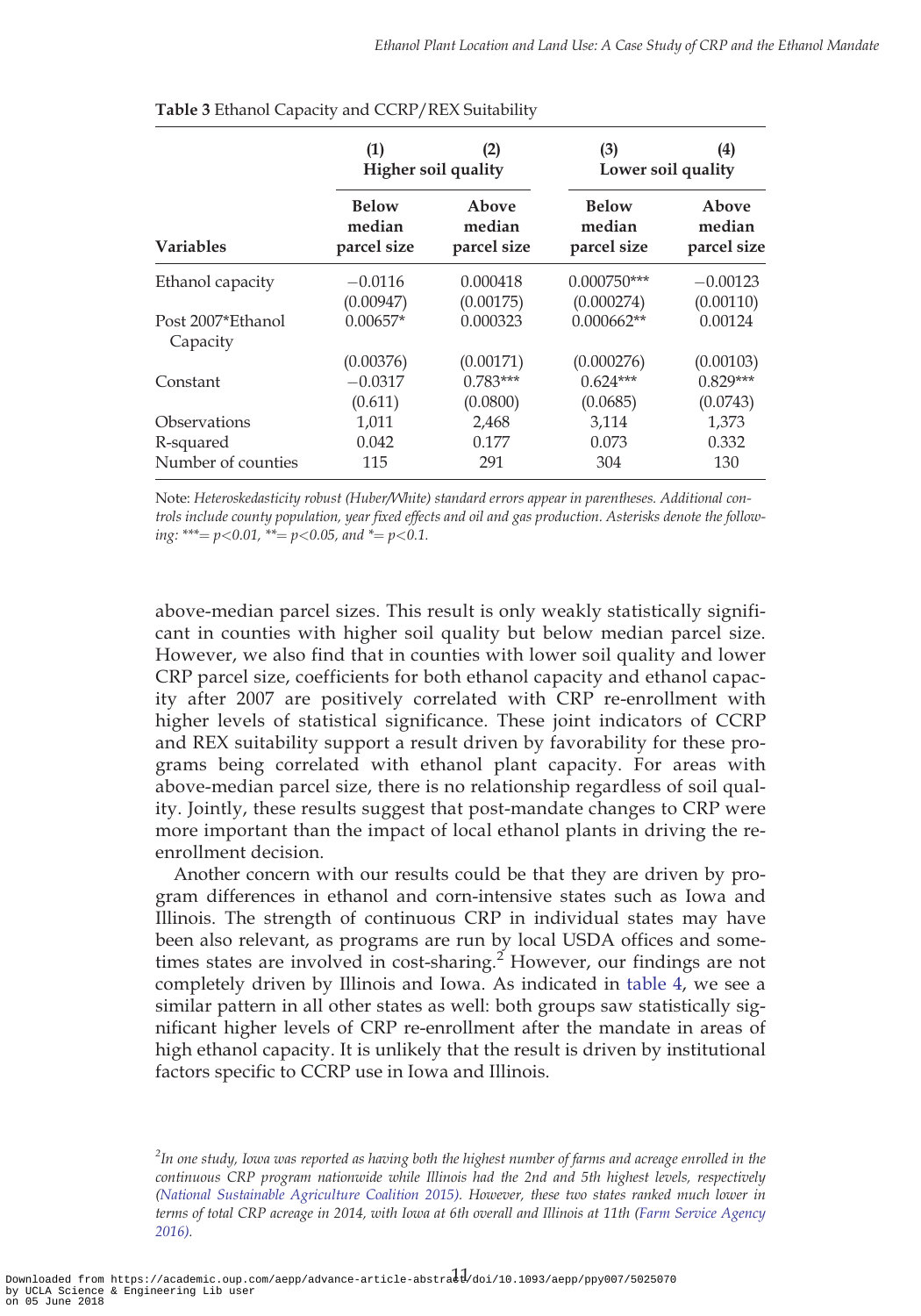**Table 3** Ethanol Capacity and CCRP/REX Suitability

| | (1) | (2) | (3) | (4) |
|---|---|---|---|---|
| | Higher soil quality | | Lower soil quality | |
| Variables | Below median parcel size | Above median parcel size | Below median parcel size | Above median parcel size |
| Ethanol capacity | −0.0116 | 0.000418 | 0.000750*** | −0.00123 |
| | (0.00947) | (0.00175) | (0.000274) | (0.00110) |
| Post 2007*Ethanol Capacity | 0.00657* | 0.000323 | 0.000662** | 0.00124 |
| | (0.00376) | (0.00171) | (0.000276) | (0.00103) |
| Constant | −0.0317 | 0.783*** | 0.624*** | 0.829*** |
| | (0.611) | (0.0800) | (0.0685) | (0.0743) |
| Observations | 1,011 | 2,468 | 3,114 | 1,373 |
| R-squared | 0.042 | 0.177 | 0.073 | 0.332 |
| Number of counties | 115 | 291 | 304 | 130 |

Note: *Heteroskedasticity robust (Huber/White) standard errors appear in parentheses. Additional controls include county population, year fixed effects and oil and gas production. Asterisks denote the following: ***= p<0.01, **= p<0.05, and *= p<0.1.*

above-median parcel sizes. This result is only weakly statistically significant in counties with higher soil quality but below median parcel size. However, we also find that in counties with lower soil quality and lower CRP parcel size, coefficients for both ethanol capacity and ethanol capacity after 2007 are positively correlated with CRP re-enrollment with higher levels of statistical significance. These joint indicators of CCRP and REX suitability support a result driven by favorability for these programs being correlated with ethanol plant capacity. For areas with above-median parcel size, there is no relationship regardless of soil quality. Jointly, these results suggest that post-mandate changes to CRP were more important than the impact of local ethanol plants in driving the re-enrollment decision.

Another concern with our results could be that they are driven by program differences in ethanol and corn-intensive states such as Iowa and Illinois. The strength of continuous CRP in individual states may have been also relevant, as programs are run by local USDA offices and sometimes states are involved in cost-sharing.[2] However, our findings are not completely driven by Illinois and Iowa. As indicated in table 4, we see a similar pattern in all other states as well: both groups saw statistically significant higher levels of CRP re-enrollment after the mandate in areas of high ethanol capacity. It is unlikely that the result is driven by institutional factors specific to CCRP use in Iowa and Illinois.

[2] *In one study, Iowa was reported as having both the highest number of farms and acreage enrolled in the continuous CRP program nationwide while Illinois had the 2nd and 5th highest levels, respectively (National Sustainable Agriculture Coalition 2015). However, these two states ranked much lower in terms of total CRP acreage in 2014, with Iowa at 6th overall and Illinois at 11th (Farm Service Agency 2016).*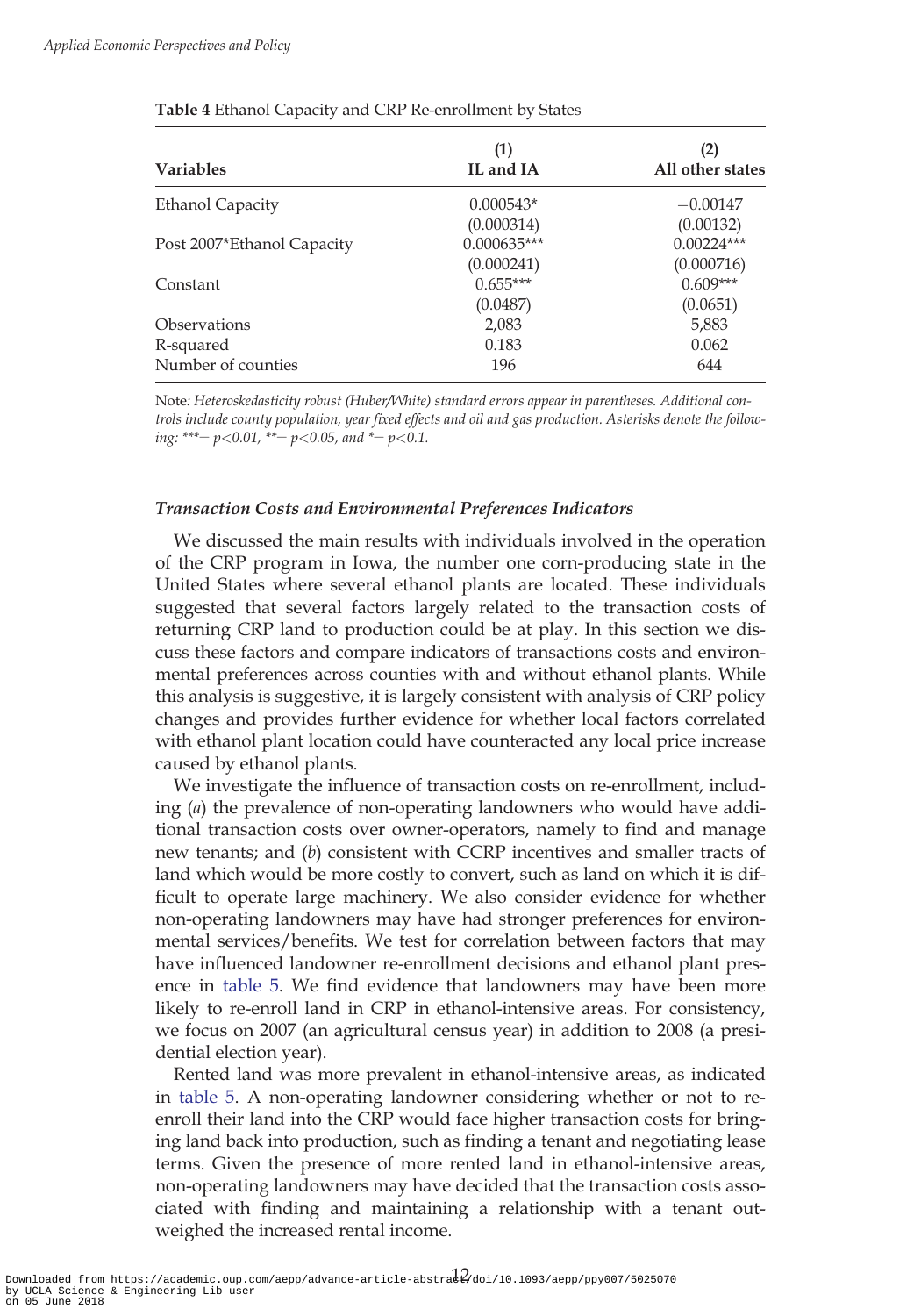**Table 4** Ethanol Capacity and CRP Re-enrollment by States

| Variables | (1) IL and IA | (2) All other states |
|---|---|---|
| Ethanol Capacity | 0.000543* | −0.00147 |
| | (0.000314) | (0.00132) |
| Post 2007*Ethanol Capacity | 0.000635*** | 0.00224*** |
| | (0.000241) | (0.000716) |
| Constant | 0.655*** | 0.609*** |
| | (0.0487) | (0.0651) |
| Observations | 2,083 | 5,883 |
| R-squared | 0.183 | 0.062 |
| Number of counties | 196 | 644 |

Note: *Heteroskedasticity robust (Huber/White) standard errors appear in parentheses. Additional controls include county population, year fixed effects and oil and gas production. Asterisks denote the following: \*\*\*= p<0.01, \*\*= p<0.05, and \*= p<0.1.*

### *Transaction Costs and Environmental Preferences Indicators*

We discussed the main results with individuals involved in the operation of the CRP program in Iowa, the number one corn-producing state in the United States where several ethanol plants are located. These individuals suggested that several factors largely related to the transaction costs of returning CRP land to production could be at play. In this section we discuss these factors and compare indicators of transactions costs and environmental preferences across counties with and without ethanol plants. While this analysis is suggestive, it is largely consistent with analysis of CRP policy changes and provides further evidence for whether local factors correlated with ethanol plant location could have counteracted any local price increase caused by ethanol plants.

We investigate the influence of transaction costs on re-enrollment, including (*a*) the prevalence of non-operating landowners who would have additional transaction costs over owner-operators, namely to find and manage new tenants; and (*b*) consistent with CCRP incentives and smaller tracts of land which would be more costly to convert, such as land on which it is difficult to operate large machinery. We also consider evidence for whether non-operating landowners may have had stronger preferences for environmental services/benefits. We test for correlation between factors that may have influenced landowner re-enrollment decisions and ethanol plant presence in table 5. We find evidence that landowners may have been more likely to re-enroll land in CRP in ethanol-intensive areas. For consistency, we focus on 2007 (an agricultural census year) in addition to 2008 (a presidential election year).

Rented land was more prevalent in ethanol-intensive areas, as indicated in table 5. A non-operating landowner considering whether or not to re-enroll their land into the CRP would face higher transaction costs for bringing land back into production, such as finding a tenant and negotiating lease terms. Given the presence of more rented land in ethanol-intensive areas, non-operating landowners may have decided that the transaction costs associated with finding and maintaining a relationship with a tenant outweighed the increased rental income.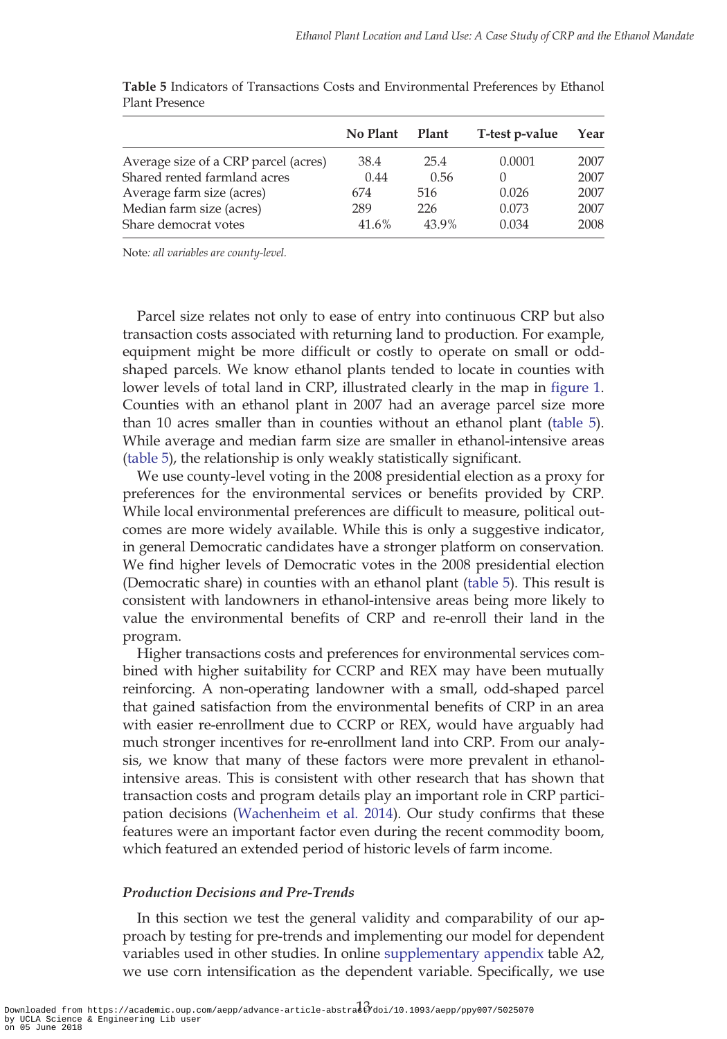**Table 5** Indicators of Transactions Costs and Environmental Preferences by Ethanol Plant Presence

| | No Plant | Plant | T-test p-value | Year |
|---|---|---|---|---|
| Average size of a CRP parcel (acres) | 38.4 | 25.4 | 0.0001 | 2007 |
| Shared rented farmland acres | 0.44 | 0.56 | 0 | 2007 |
| Average farm size (acres) | 674 | 516 | 0.026 | 2007 |
| Median farm size (acres) | 289 | 226 | 0.073 | 2007 |
| Share democrat votes | 41.6% | 43.9% | 0.034 | 2008 |

Note*: all variables are county-level.*

Parcel size relates not only to ease of entry into continuous CRP but also transaction costs associated with returning land to production. For example, equipment might be more difficult or costly to operate on small or odd-shaped parcels. We know ethanol plants tended to locate in counties with lower levels of total land in CRP, illustrated clearly in the map in figure 1. Counties with an ethanol plant in 2007 had an average parcel size more than 10 acres smaller than in counties without an ethanol plant (table 5). While average and median farm size are smaller in ethanol-intensive areas (table 5), the relationship is only weakly statistically significant.

We use county-level voting in the 2008 presidential election as a proxy for preferences for the environmental services or benefits provided by CRP. While local environmental preferences are difficult to measure, political outcomes are more widely available. While this is only a suggestive indicator, in general Democratic candidates have a stronger platform on conservation. We find higher levels of Democratic votes in the 2008 presidential election (Democratic share) in counties with an ethanol plant (table 5). This result is consistent with landowners in ethanol-intensive areas being more likely to value the environmental benefits of CRP and re-enroll their land in the program.

Higher transactions costs and preferences for environmental services combined with higher suitability for CCRP and REX may have been mutually reinforcing. A non-operating landowner with a small, odd-shaped parcel that gained satisfaction from the environmental benefits of CRP in an area with easier re-enrollment due to CCRP or REX, would have arguably had much stronger incentives for re-enrollment land into CRP. From our analysis, we know that many of these factors were more prevalent in ethanol-intensive areas. This is consistent with other research that has shown that transaction costs and program details play an important role in CRP participation decisions (Wachenheim et al. 2014). Our study confirms that these features were an important factor even during the recent commodity boom, which featured an extended period of historic levels of farm income.

### *Production Decisions and Pre-Trends*

In this section we test the general validity and comparability of our approach by testing for pre-trends and implementing our model for dependent variables used in other studies. In online supplementary appendix table A2, we use corn intensification as the dependent variable. Specifically, we use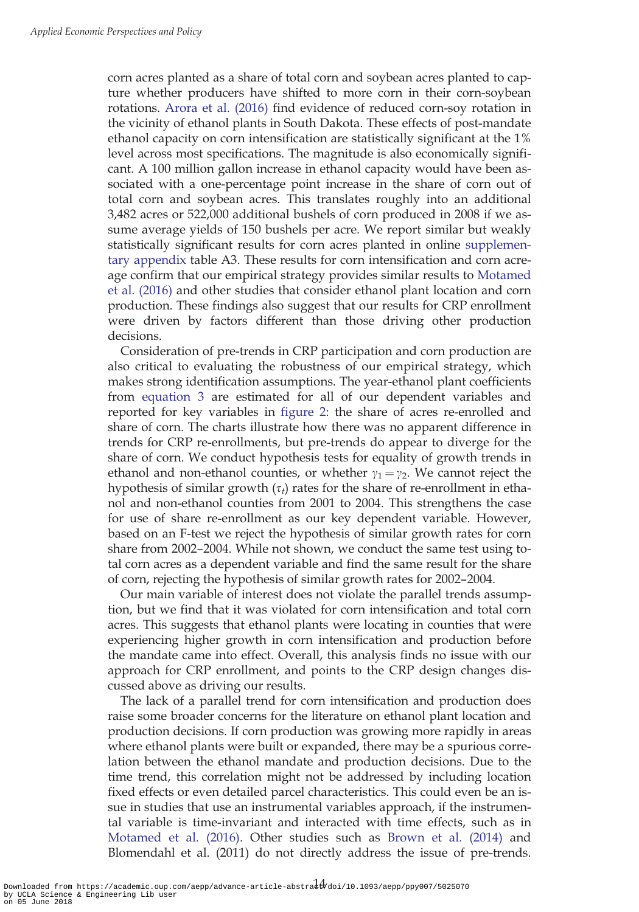corn acres planted as a share of total corn and soybean acres planted to capture whether producers have shifted to more corn in their corn-soybean rotations. Arora et al. (2016) find evidence of reduced corn-soy rotation in the vicinity of ethanol plants in South Dakota. These effects of post-mandate ethanol capacity on corn intensification are statistically significant at the 1% level across most specifications. The magnitude is also economically significant. A 100 million gallon increase in ethanol capacity would have been associated with a one-percentage point increase in the share of corn out of total corn and soybean acres. This translates roughly into an additional 3,482 acres or 522,000 additional bushels of corn produced in 2008 if we assume average yields of 150 bushels per acre. We report similar but weakly statistically significant results for corn acres planted in online supplementary appendix table A3. These results for corn intensification and corn acreage confirm that our empirical strategy provides similar results to Motamed et al. (2016) and other studies that consider ethanol plant location and corn production. These findings also suggest that our results for CRP enrollment were driven by factors different than those driving other production decisions.

Consideration of pre-trends in CRP participation and corn production are also critical to evaluating the robustness of our empirical strategy, which makes strong identification assumptions. The year-ethanol plant coefficients from equation 3 are estimated for all of our dependent variables and reported for key variables in figure 2: the share of acres re-enrolled and share of corn. The charts illustrate how there was no apparent difference in trends for CRP re-enrollments, but pre-trends do appear to diverge for the share of corn. We conduct hypothesis tests for equality of growth trends in ethanol and non-ethanol counties, or whether $\gamma_1 = \gamma_2$. We cannot reject the hypothesis of similar growth ($\tau_t$) rates for the share of re-enrollment in ethanol and non-ethanol counties from 2001 to 2004. This strengthens the case for use of share re-enrollment as our key dependent variable. However, based on an F-test we reject the hypothesis of similar growth rates for corn share from 2002–2004. While not shown, we conduct the same test using total corn acres as a dependent variable and find the same result for the share of corn, rejecting the hypothesis of similar growth rates for 2002–2004.

Our main variable of interest does not violate the parallel trends assumption, but we find that it was violated for corn intensification and total corn acres. This suggests that ethanol plants were locating in counties that were experiencing higher growth in corn intensification and production before the mandate came into effect. Overall, this analysis finds no issue with our approach for CRP enrollment, and points to the CRP design changes discussed above as driving our results.

The lack of a parallel trend for corn intensification and production does raise some broader concerns for the literature on ethanol plant location and production decisions. If corn production was growing more rapidly in areas where ethanol plants were built or expanded, there may be a spurious correlation between the ethanol mandate and production decisions. Due to the time trend, this correlation might not be addressed by including location fixed effects or even detailed parcel characteristics. This could even be an issue in studies that use an instrumental variables approach, if the instrumental variable is time-invariant and interacted with time effects, such as in Motamed et al. (2016). Other studies such as Brown et al. (2014) and Blomendahl et al. (2011) do not directly address the issue of pre-trends.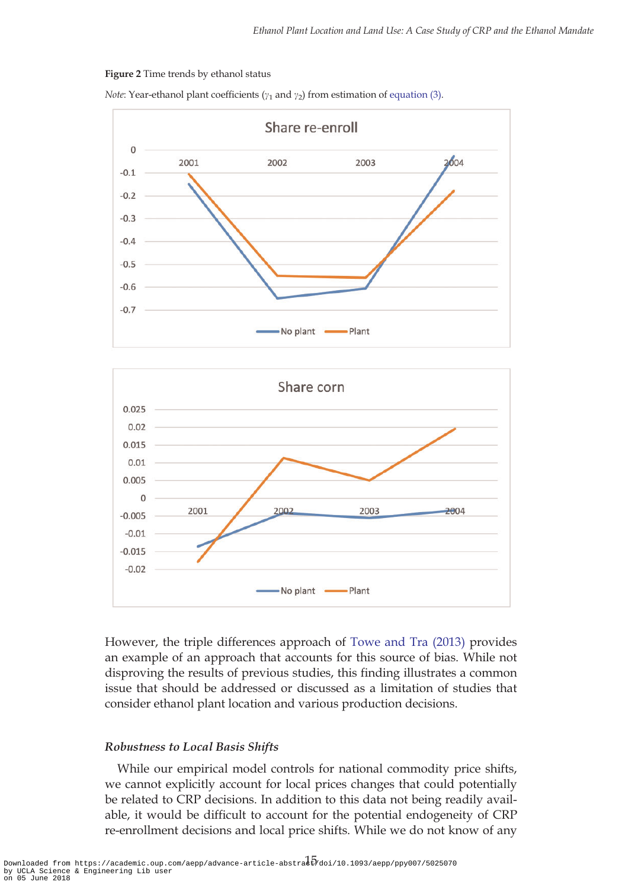**Figure 2** Time trends by ethanol status

*Note*: Year-ethanol plant coefficients ($\gamma_1$ and $\gamma_2$) from estimation of equation (3).

However, the triple differences approach of Towe and Tra (2013) provides an example of an approach that accounts for this source of bias. While not disproving the results of previous studies, this finding illustrates a common issue that should be addressed or discussed as a limitation of studies that consider ethanol plant location and various production decisions.

### *Robustness to Local Basis Shifts*

While our empirical model controls for national commodity price shifts, we cannot explicitly account for local prices changes that could potentially be related to CRP decisions. In addition to this data not being readily available, it would be difficult to account for the potential endogeneity of CRP re-enrollment decisions and local price shifts. While we do not know of any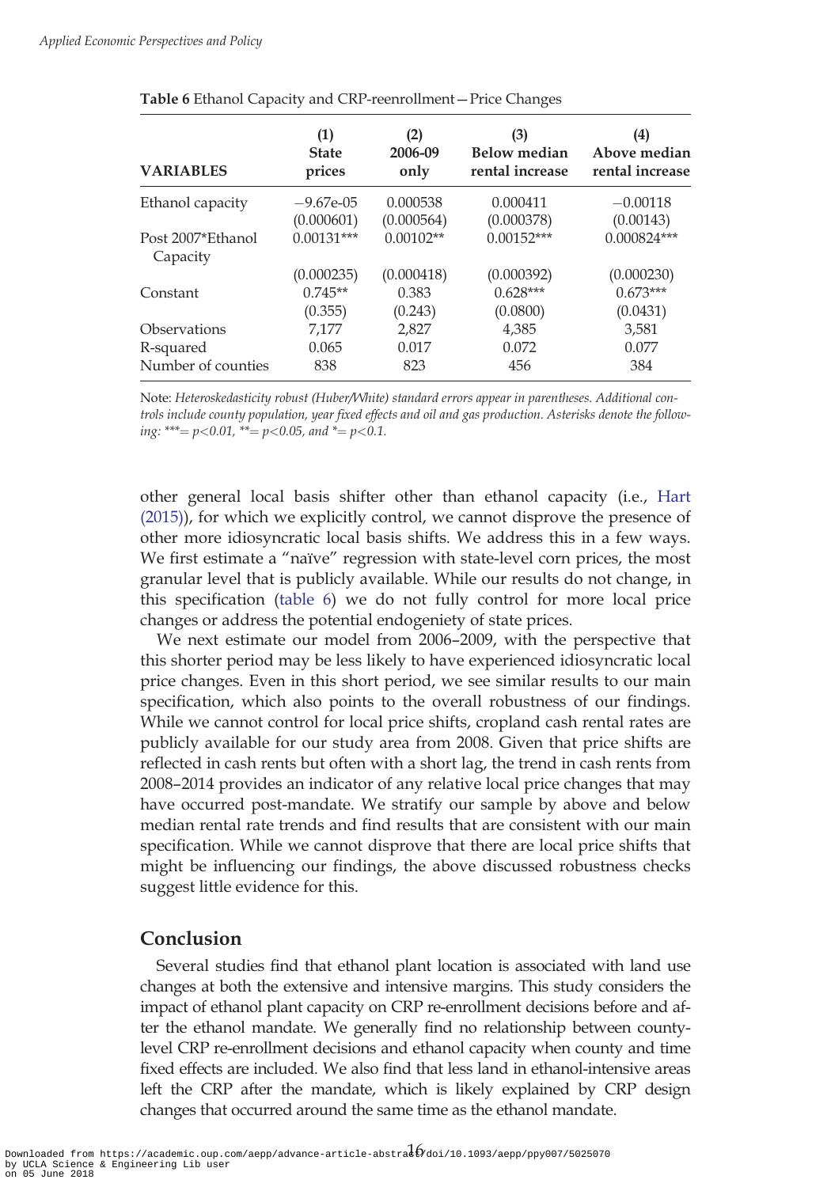**Table 6** Ethanol Capacity and CRP-reenrollment—Price Changes

| VARIABLES | (1) State prices | (2) 2006-09 only | (3) Below median rental increase | (4) Above median rental increase |
|---|---|---|---|---|
| Ethanol capacity | −9.67e-05 | 0.000538 | 0.000411 | −0.00118 |
| | (0.000601) | (0.000564) | (0.000378) | (0.00143) |
| Post 2007*Ethanol Capacity | 0.00131*** | 0.00102** | 0.00152*** | 0.000824*** |
| | (0.000235) | (0.000418) | (0.000392) | (0.000230) |
| Constant | 0.745** | 0.383 | 0.628*** | 0.673*** |
| | (0.355) | (0.243) | (0.0800) | (0.0431) |
| Observations | 7,177 | 2,827 | 4,385 | 3,581 |
| R-squared | 0.065 | 0.017 | 0.072 | 0.077 |
| Number of counties | 838 | 823 | 456 | 384 |

Note: *Heteroskedasticity robust (Huber/White) standard errors appear in parentheses. Additional controls include county population, year fixed effects and oil and gas production. Asterisks denote the following: ***= p<0.01, **= p<0.05, and *= p<0.1.*

other general local basis shifter other than ethanol capacity (i.e., Hart (2015)), for which we explicitly control, we cannot disprove the presence of other more idiosyncratic local basis shifts. We address this in a few ways. We first estimate a "naïve" regression with state-level corn prices, the most granular level that is publicly available. While our results do not change, in this specification (table 6) we do not fully control for more local price changes or address the potential endogeneity of state prices.

We next estimate our model from 2006–2009, with the perspective that this shorter period may be less likely to have experienced idiosyncratic local price changes. Even in this short period, we see similar results to our main specification, which also points to the overall robustness of our findings. While we cannot control for local price shifts, cropland cash rental rates are publicly available for our study area from 2008. Given that price shifts are reflected in cash rents but often with a short lag, the trend in cash rents from 2008–2014 provides an indicator of any relative local price changes that may have occurred post-mandate. We stratify our sample by above and below median rental rate trends and find results that are consistent with our main specification. While we cannot disprove that there are local price shifts that might be influencing our findings, the above discussed robustness checks suggest little evidence for this.

## Conclusion

Several studies find that ethanol plant location is associated with land use changes at both the extensive and intensive margins. This study considers the impact of ethanol plant capacity on CRP re-enrollment decisions before and after the ethanol mandate. We generally find no relationship between county-level CRP re-enrollment decisions and ethanol capacity when county and time fixed effects are included. We also find that less land in ethanol-intensive areas left the CRP after the mandate, which is likely explained by CRP design changes that occurred around the same time as the ethanol mandate.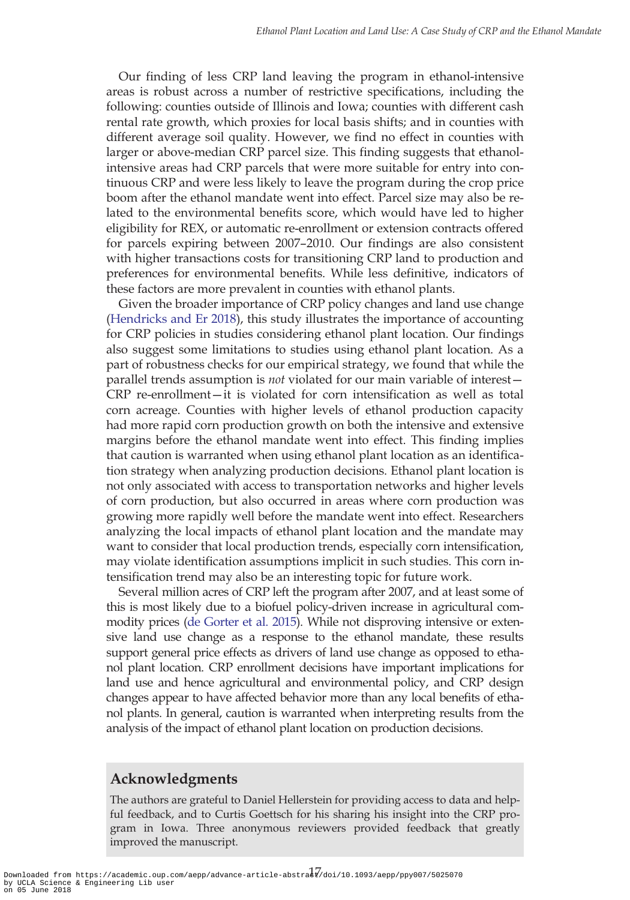Our finding of less CRP land leaving the program in ethanol-intensive areas is robust across a number of restrictive specifications, including the following: counties outside of Illinois and Iowa; counties with different cash rental rate growth, which proxies for local basis shifts; and in counties with different average soil quality. However, we find no effect in counties with larger or above-median CRP parcel size. This finding suggests that ethanol-intensive areas had CRP parcels that were more suitable for entry into continuous CRP and were less likely to leave the program during the crop price boom after the ethanol mandate went into effect. Parcel size may also be related to the environmental benefits score, which would have led to higher eligibility for REX, or automatic re-enrollment or extension contracts offered for parcels expiring between 2007–2010. Our findings are also consistent with higher transactions costs for transitioning CRP land to production and preferences for environmental benefits. While less definitive, indicators of these factors are more prevalent in counties with ethanol plants.

Given the broader importance of CRP policy changes and land use change (Hendricks and Er 2018), this study illustrates the importance of accounting for CRP policies in studies considering ethanol plant location. Our findings also suggest some limitations to studies using ethanol plant location. As a part of robustness checks for our empirical strategy, we found that while the parallel trends assumption is *not* violated for our main variable of interest—CRP re-enrollment—it is violated for corn intensification as well as total corn acreage. Counties with higher levels of ethanol production capacity had more rapid corn production growth on both the intensive and extensive margins before the ethanol mandate went into effect. This finding implies that caution is warranted when using ethanol plant location as an identification strategy when analyzing production decisions. Ethanol plant location is not only associated with access to transportation networks and higher levels of corn production, but also occurred in areas where corn production was growing more rapidly well before the mandate went into effect. Researchers analyzing the local impacts of ethanol plant location and the mandate may want to consider that local production trends, especially corn intensification, may violate identification assumptions implicit in such studies. This corn intensification trend may also be an interesting topic for future work.

Several million acres of CRP left the program after 2007, and at least some of this is most likely due to a biofuel policy-driven increase in agricultural commodity prices (de Gorter et al. 2015). While not disproving intensive or extensive land use change as a response to the ethanol mandate, these results support general price effects as drivers of land use change as opposed to ethanol plant location. CRP enrollment decisions have important implications for land use and hence agricultural and environmental policy, and CRP design changes appear to have affected behavior more than any local benefits of ethanol plants. In general, caution is warranted when interpreting results from the analysis of the impact of ethanol plant location on production decisions.

## Acknowledgments

The authors are grateful to Daniel Hellerstein for providing access to data and helpful feedback, and to Curtis Goettsch for his sharing his insight into the CRP program in Iowa. Three anonymous reviewers provided feedback that greatly improved the manuscript.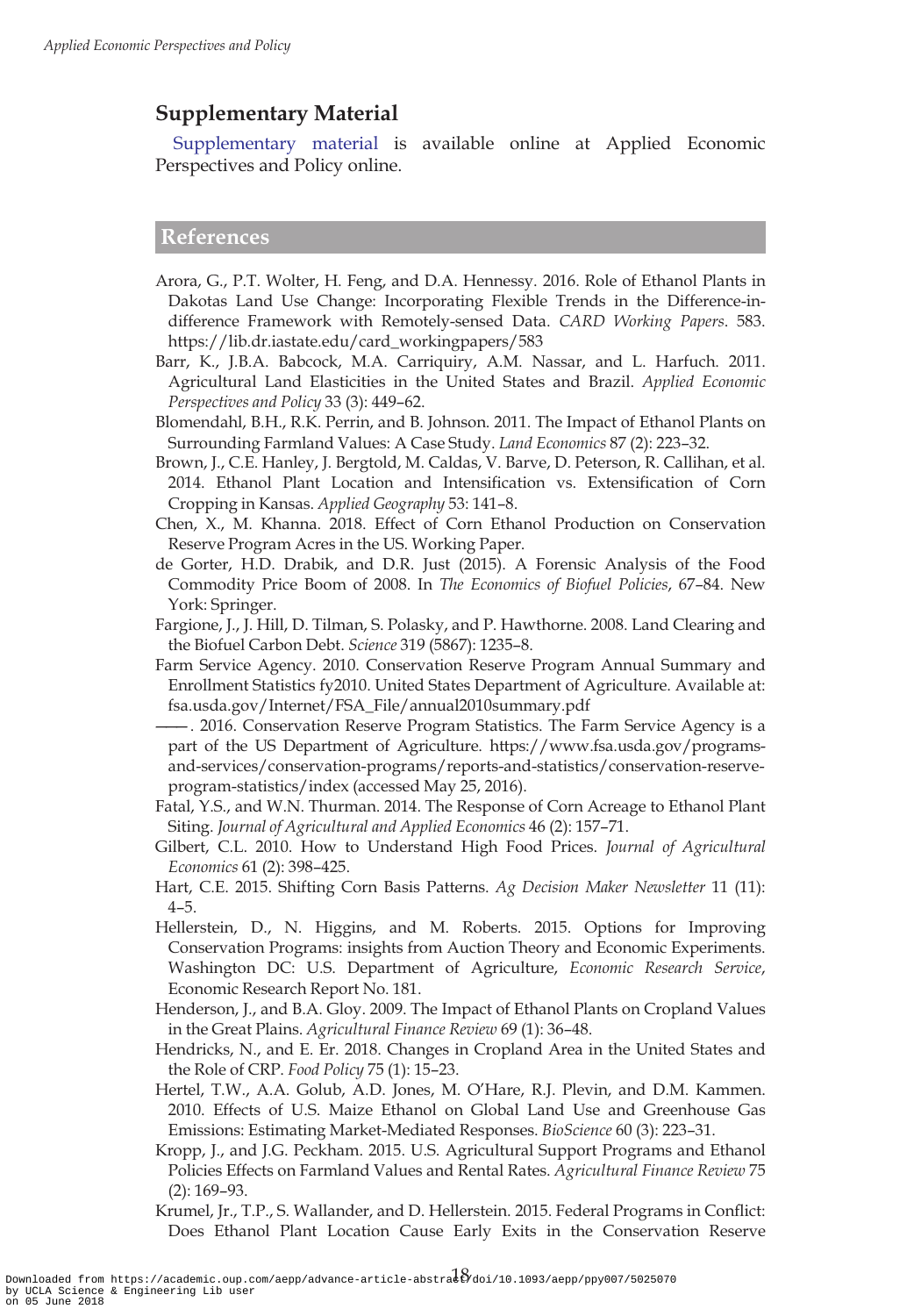## Supplementary Material

Supplementary material is available online at Applied Economic Perspectives and Policy online.

## References

Arora, G., P.T. Wolter, H. Feng, and D.A. Hennessy. 2016. Role of Ethanol Plants in Dakotas Land Use Change: Incorporating Flexible Trends in the Difference-in-difference Framework with Remotely-sensed Data. *CARD Working Papers*. 583. https://lib.dr.iastate.edu/card_workingpapers/583

Barr, K., J.B.A. Babcock, M.A. Carriquiry, A.M. Nassar, and L. Harfuch. 2011. Agricultural Land Elasticities in the United States and Brazil. *Applied Economic Perspectives and Policy* 33 (3): 449–62.

Blomendahl, B.H., R.K. Perrin, and B. Johnson. 2011. The Impact of Ethanol Plants on Surrounding Farmland Values: A Case Study. *Land Economics* 87 (2): 223–32.

Brown, J., C.E. Hanley, J. Bergtold, M. Caldas, V. Barve, D. Peterson, R. Callihan, et al. 2014. Ethanol Plant Location and Intensification vs. Extensification of Corn Cropping in Kansas. *Applied Geography* 53: 141–8.

Chen, X., M. Khanna. 2018. Effect of Corn Ethanol Production on Conservation Reserve Program Acres in the US. Working Paper.

de Gorter, H.D. Drabik, and D.R. Just (2015). A Forensic Analysis of the Food Commodity Price Boom of 2008. In *The Economics of Biofuel Policies*, 67–84. New York: Springer.

Fargione, J., J. Hill, D. Tilman, S. Polasky, and P. Hawthorne. 2008. Land Clearing and the Biofuel Carbon Debt. *Science* 319 (5867): 1235–8.

Farm Service Agency. 2010. Conservation Reserve Program Annual Summary and Enrollment Statistics fy2010. United States Department of Agriculture. Available at: fsa.usda.gov/Internet/FSA_File/annual2010summary.pdf

——. 2016. Conservation Reserve Program Statistics. The Farm Service Agency is a part of the US Department of Agriculture. https://www.fsa.usda.gov/programs-and-services/conservation-programs/reports-and-statistics/conservation-reserve-program-statistics/index (accessed May 25, 2016).

Fatal, Y.S., and W.N. Thurman. 2014. The Response of Corn Acreage to Ethanol Plant Siting. *Journal of Agricultural and Applied Economics* 46 (2): 157–71.

Gilbert, C.L. 2010. How to Understand High Food Prices. *Journal of Agricultural Economics* 61 (2): 398–425.

Hart, C.E. 2015. Shifting Corn Basis Patterns. *Ag Decision Maker Newsletter* 11 (11): 4–5.

Hellerstein, D., N. Higgins, and M. Roberts. 2015. Options for Improving Conservation Programs: insights from Auction Theory and Economic Experiments. Washington DC: U.S. Department of Agriculture, *Economic Research Service*, Economic Research Report No. 181.

Henderson, J., and B.A. Gloy. 2009. The Impact of Ethanol Plants on Cropland Values in the Great Plains. *Agricultural Finance Review* 69 (1): 36–48.

Hendricks, N., and E. Er. 2018. Changes in Cropland Area in the United States and the Role of CRP. *Food Policy* 75 (1): 15–23.

Hertel, T.W., A.A. Golub, A.D. Jones, M. O'Hare, R.J. Plevin, and D.M. Kammen. 2010. Effects of U.S. Maize Ethanol on Global Land Use and Greenhouse Gas Emissions: Estimating Market-Mediated Responses. *BioScience* 60 (3): 223–31.

Kropp, J., and J.G. Peckham. 2015. U.S. Agricultural Support Programs and Ethanol Policies Effects on Farmland Values and Rental Rates. *Agricultural Finance Review* 75 (2): 169–93.

Krumel, Jr., T.P., S. Wallander, and D. Hellerstein. 2015. Federal Programs in Conflict: Does Ethanol Plant Location Cause Early Exits in the Conservation Reserve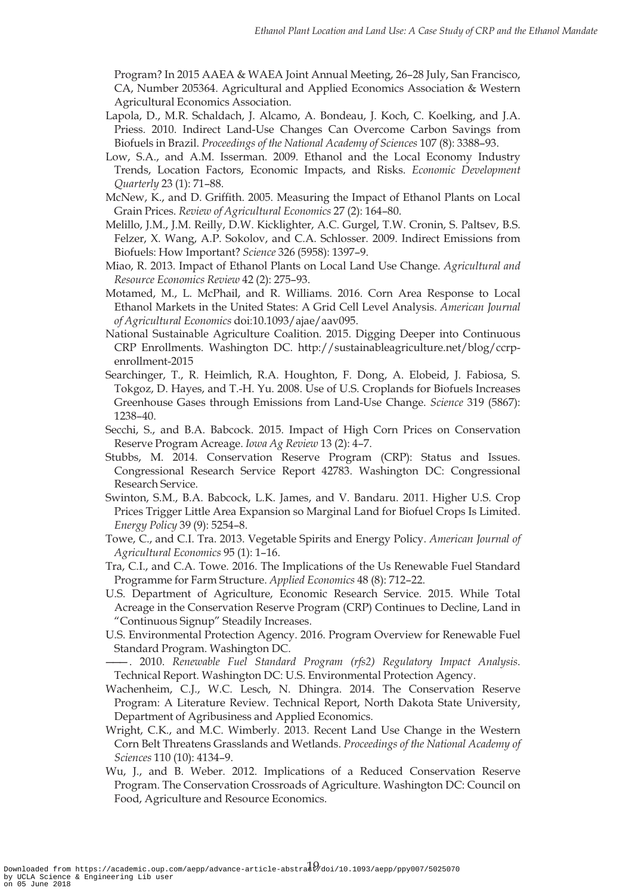Program? In 2015 AAEA & WAEA Joint Annual Meeting, 26–28 July, San Francisco, CA, Number 205364. Agricultural and Applied Economics Association & Western Agricultural Economics Association.

Lapola, D., M.R. Schaldach, J. Alcamo, A. Bondeau, J. Koch, C. Koelking, and J.A. Priess. 2010. Indirect Land-Use Changes Can Overcome Carbon Savings from Biofuels in Brazil. *Proceedings of the National Academy of Sciences* 107 (8): 3388–93.

Low, S.A., and A.M. Isserman. 2009. Ethanol and the Local Economy Industry Trends, Location Factors, Economic Impacts, and Risks. *Economic Development Quarterly* 23 (1): 71–88.

McNew, K., and D. Griffith. 2005. Measuring the Impact of Ethanol Plants on Local Grain Prices. *Review of Agricultural Economics* 27 (2): 164–80.

Melillo, J.M., J.M. Reilly, D.W. Kicklighter, A.C. Gurgel, T.W. Cronin, S. Paltsev, B.S. Felzer, X. Wang, A.P. Sokolov, and C.A. Schlosser. 2009. Indirect Emissions from Biofuels: How Important? *Science* 326 (5958): 1397–9.

Miao, R. 2013. Impact of Ethanol Plants on Local Land Use Change. *Agricultural and Resource Economics Review* 42 (2): 275–93.

Motamed, M., L. McPhail, and R. Williams. 2016. Corn Area Response to Local Ethanol Markets in the United States: A Grid Cell Level Analysis. *American Journal of Agricultural Economics* doi:10.1093/ajae/aav095.

National Sustainable Agriculture Coalition. 2015. Digging Deeper into Continuous CRP Enrollments. Washington DC. http://sustainableagriculture.net/blog/ccrp-enrollment-2015

Searchinger, T., R. Heimlich, R.A. Houghton, F. Dong, A. Elobeid, J. Fabiosa, S. Tokgoz, D. Hayes, and T.-H. Yu. 2008. Use of U.S. Croplands for Biofuels Increases Greenhouse Gases through Emissions from Land-Use Change. *Science* 319 (5867): 1238–40.

Secchi, S., and B.A. Babcock. 2015. Impact of High Corn Prices on Conservation Reserve Program Acreage. *Iowa Ag Review* 13 (2): 4–7.

Stubbs, M. 2014. Conservation Reserve Program (CRP): Status and Issues. Congressional Research Service Report 42783. Washington DC: Congressional Research Service.

Swinton, S.M., B.A. Babcock, L.K. James, and V. Bandaru. 2011. Higher U.S. Crop Prices Trigger Little Area Expansion so Marginal Land for Biofuel Crops Is Limited. *Energy Policy* 39 (9): 5254–8.

Towe, C., and C.I. Tra. 2013. Vegetable Spirits and Energy Policy. *American Journal of Agricultural Economics* 95 (1): 1–16.

Tra, C.I., and C.A. Towe. 2016. The Implications of the Us Renewable Fuel Standard Programme for Farm Structure. *Applied Economics* 48 (8): 712–22.

U.S. Department of Agriculture, Economic Research Service. 2015. While Total Acreage in the Conservation Reserve Program (CRP) Continues to Decline, Land in "Continuous Signup" Steadily Increases.

U.S. Environmental Protection Agency. 2016. Program Overview for Renewable Fuel Standard Program. Washington DC.

——. 2010. *Renewable Fuel Standard Program (rfs2) Regulatory Impact Analysis*. Technical Report. Washington DC: U.S. Environmental Protection Agency.

Wachenheim, C.J., W.C. Lesch, N. Dhingra. 2014. The Conservation Reserve Program: A Literature Review. Technical Report, North Dakota State University, Department of Agribusiness and Applied Economics.

Wright, C.K., and M.C. Wimberly. 2013. Recent Land Use Change in the Western Corn Belt Threatens Grasslands and Wetlands. *Proceedings of the National Academy of Sciences* 110 (10): 4134–9.

Wu, J., and B. Weber. 2012. Implications of a Reduced Conservation Reserve Program. The Conservation Crossroads of Agriculture. Washington DC: Council on Food, Agriculture and Resource Economics.